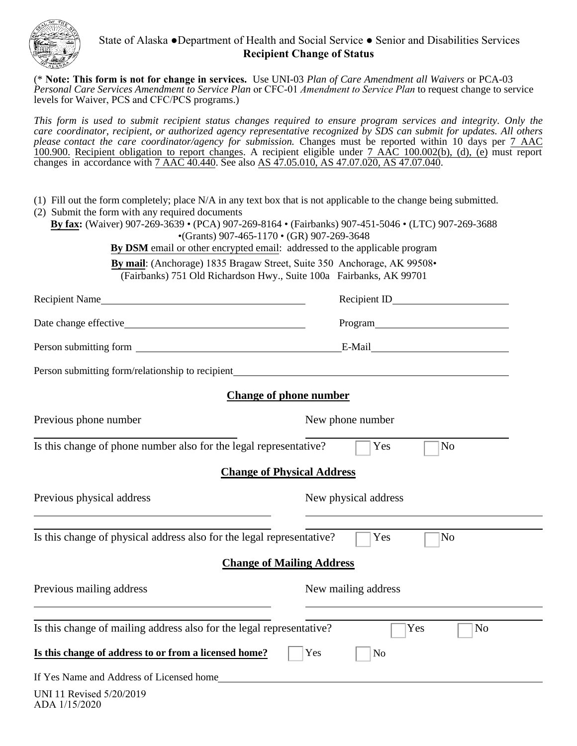State of Alaska ●Department of Health and Social Service ● Senior and Disabilities Services

# Recipient Change of Status

(* **Note: This form is not for change in services.** Use UNI-03 *Plan of Care Amendment all Waivers* or PCA-03 *Personal Care Services Amendment to Service Plan* or CFC-01 *Amendment to Service Plan* to request change to service levels for Waiver, PCS and CFC/PCS programs.)

*This form is used to submit recipient status changes required to ensure program services and integrity. Only the care coordinator, recipient, or authorized agency representative recognized by SDS can submit for updates. All others please contact the care coordinator/agency for submission.* Changes must be reported within 10 days per 7 AAC 100.900. Recipient obligation to report changes. A recipient eligible under 7 AAC 100.002(b), (d), (e) must report changes in accordance with 7 AAC 40.440. See also AS 47.05.010, AS 47.07.020, AS 47.07.040.

(1) Fill out the form completely; place N/A in any text box that is not applicable to the change being submitted.
(2) Submit the form with any required documents

**By fax:** (Waiver) 907-269-3639 • (PCA) 907-269-8164 • (Fairbanks) 907-451-5046 • (LTC) 907-269-3688 •(Grants) 907-465-1170 • (GR) 907-269-3648

**By DSM** email or other encrypted email: addressed to the applicable program

**By mail**: (Anchorage) 1835 Bragaw Street, Suite 350 Anchorage, AK 99508• (Fairbanks) 751 Old Richardson Hwy., Suite 100a Fairbanks, AK 99701

Recipient Name\_\_\_\_\_\_\_\_\_\_\_\_\_\_\_\_\_\_\_\_ Recipient ID\_\_\_\_\_\_\_\_\_\_\_\_\_\_\_\_\_\_\_\_

Date change effective\_\_\_\_\_\_\_\_\_\_\_\_\_\_\_\_\_\_\_\_ Program\_\_\_\_\_\_\_\_\_\_\_\_\_\_\_\_\_\_\_\_

Person submitting form \_\_\_\_\_\_\_\_\_\_\_\_\_\_\_\_\_\_\_\_ E-Mail\_\_\_\_\_\_\_\_\_\_\_\_\_\_\_\_\_\_\_\_

Person submitting form/relationship to recipient\_\_\_\_\_\_\_\_\_\_\_\_\_\_\_\_\_\_\_\_

## Change of phone number

Previous phone number \_\_\_\_\_\_\_\_\_\_\_\_\_\_\_\_\_\_\_\_ New phone number \_\_\_\_\_\_\_\_\_\_\_\_\_\_\_\_\_\_\_\_

Is this change of phone number also for the legal representative? ☐ Yes ☐ No

## Change of Physical Address

Previous physical address \_\_\_\_\_\_\_\_\_\_\_\_\_\_\_\_\_\_\_\_ New physical address \_\_\_\_\_\_\_\_\_\_\_\_\_\_\_\_\_\_\_\_

Is this change of physical address also for the legal representative? ☐ Yes ☐ No

## Change of Mailing Address

Previous mailing address \_\_\_\_\_\_\_\_\_\_\_\_\_\_\_\_\_\_\_\_ New mailing address \_\_\_\_\_\_\_\_\_\_\_\_\_\_\_\_\_\_\_\_

Is this change of mailing address also for the legal representative? ☐ Yes ☐ No

**Is this change of address to or from a licensed home?** ☐ Yes ☐ No

If Yes Name and Address of Licensed home\_\_\_\_\_\_\_\_\_\_\_\_\_\_\_\_\_\_\_\_

UNI 11 Revised 5/20/2019
ADA 1/15/2020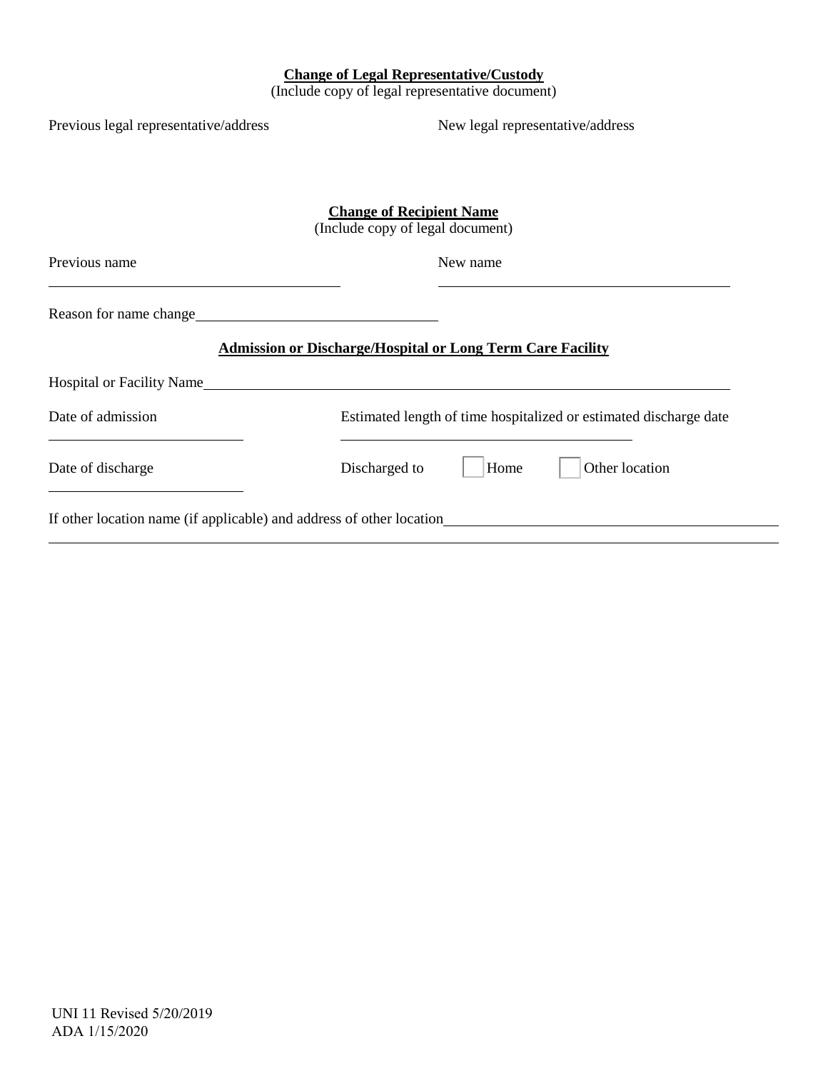**Change of Legal Representative/Custody**
(Include copy of legal representative document)

Previous legal representative/address

New legal representative/address

**Change of Recipient Name**
(Include copy of legal document)

Previous name ______________________

New name ______________________

Reason for name change ______________________

**Admission or Discharge/Hospital or Long Term Care Facility**

Hospital or Facility Name ______________________

Date of admission ______________________

Estimated length of time hospitalized or estimated discharge date ______________________

Date of discharge ______________________

Discharged to ☐ Home ☐ Other location

If other location name (if applicable) and address of other location ______________________

UNI 11 Revised 5/20/2019
ADA 1/15/2020